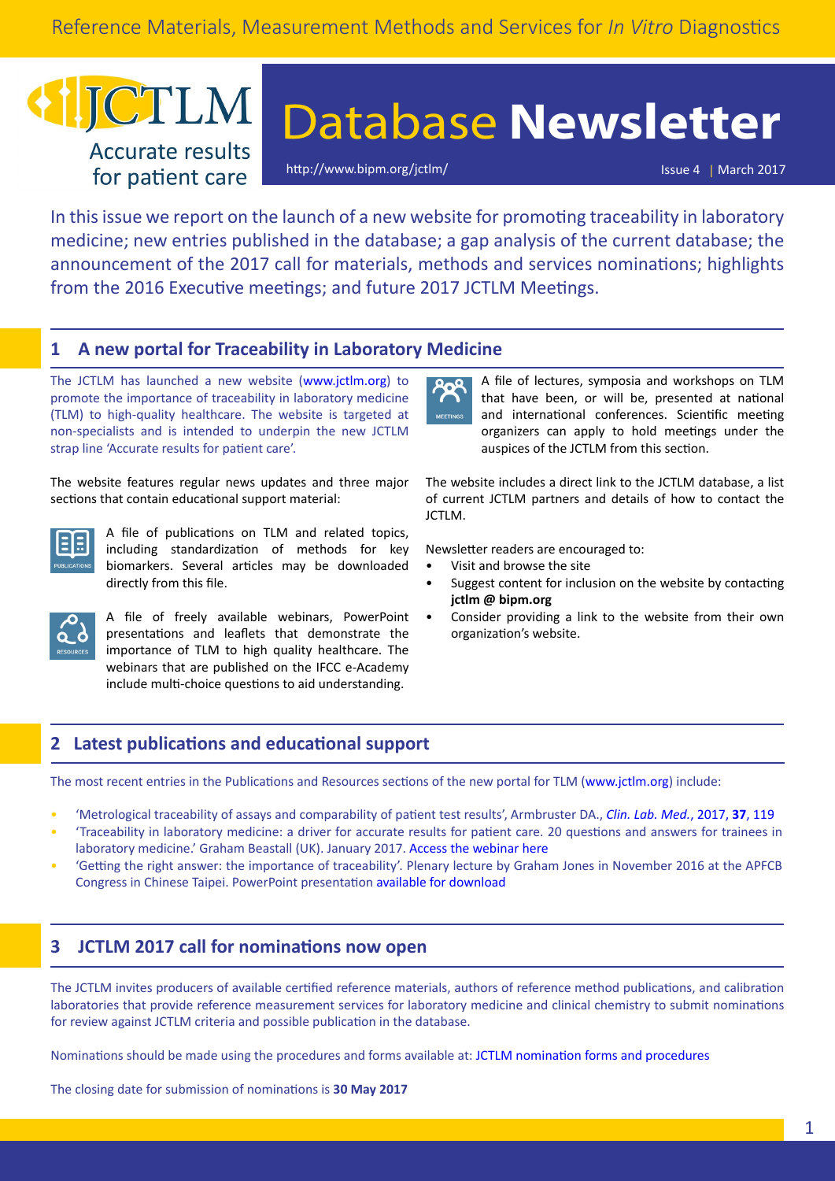Reference Materials, Measurement Methods and Services for *In Vitro* Diagnostics

# JCTLM Database Newsletter

Accurate results for patient care

http://www.bipm.org/jctlm/

Issue 4 | March 2017

In this issue we report on the launch of a new website for promoting traceability in laboratory medicine; new entries published in the database; a gap analysis of the current database; the announcement of the 2017 call for materials, methods and services nominations; highlights from the 2016 Executive meetings; and future 2017 JCTLM Meetings.

## 1 A new portal for Traceability in Laboratory Medicine

The JCTLM has launched a new website (www.jctlm.org) to promote the importance of traceability in laboratory medicine (TLM) to high-quality healthcare. The website is targeted at non-specialists and is intended to underpin the new JCTLM strap line 'Accurate results for patient care'.

The website features regular news updates and three major sections that contain educational support material:

PUBLICATIONS: A file of publications on TLM and related topics, including standardization of methods for key biomarkers. Several articles may be downloaded directly from this file.

RESOURCES: A file of freely available webinars, PowerPoint presentations and leaflets that demonstrate the importance of TLM to high quality healthcare. The webinars that are published on the IFCC e-Academy include multi-choice questions to aid understanding.

MEETINGS: A file of lectures, symposia and workshops on TLM that have been, or will be, presented at national and international conferences. Scientific meeting organizers can apply to hold meetings under the auspices of the JCTLM from this section.

The website includes a direct link to the JCTLM database, a list of current JCTLM partners and details of how to contact the JCTLM.

Newsletter readers are encouraged to:

- Visit and browse the site
- Suggest content for inclusion on the website by contacting **jctlm @ bipm.org**
- Consider providing a link to the website from their own organization's website.

## 2 Latest publications and educational support

The most recent entries in the Publications and Resources sections of the new portal for TLM (www.jctlm.org) include:

- 'Metrological traceability of assays and comparability of patient test results', Armbruster DA., *Clin. Lab. Med.*, 2017, **37**, 119
- 'Traceability in laboratory medicine: a driver for accurate results for patient care. 20 questions and answers for trainees in laboratory medicine.' Graham Beastall (UK). January 2017. Access the webinar here
- 'Getting the right answer: the importance of traceability'. Plenary lecture by Graham Jones in November 2016 at the APFCB Congress in Chinese Taipei. PowerPoint presentation available for download

## 3 JCTLM 2017 call for nominations now open

The JCTLM invites producers of available certified reference materials, authors of reference method publications, and calibration laboratories that provide reference measurement services for laboratory medicine and clinical chemistry to submit nominations for review against JCTLM criteria and possible publication in the database.

Nominations should be made using the procedures and forms available at: JCTLM nomination forms and procedures

The closing date for submission of nominations is **30 May 2017**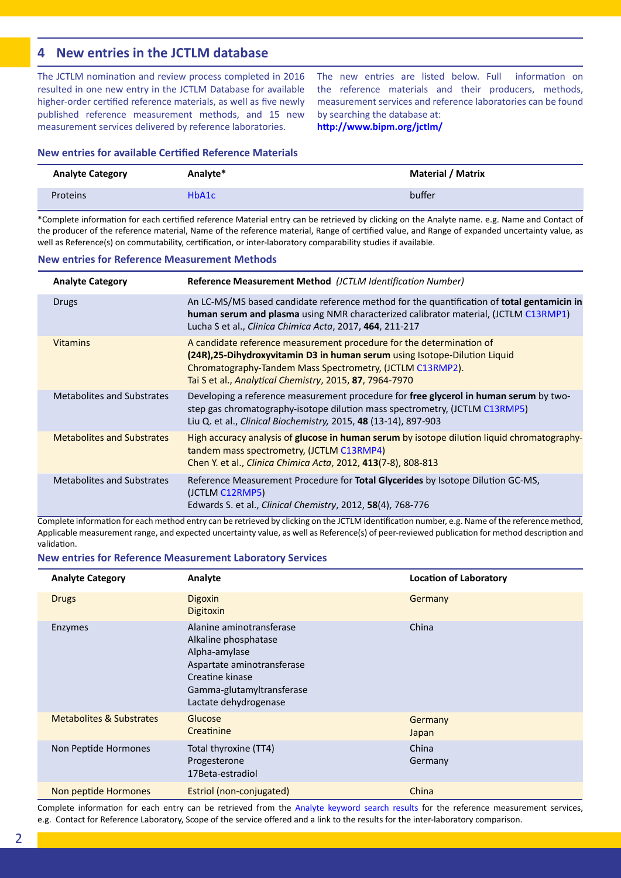## 4 New entries in the JCTLM database

The JCTLM nomination and review process completed in 2016 resulted in one new entry in the JCTLM Database for available higher-order certified reference materials, as well as five newly published reference measurement methods, and 15 new measurement services delivered by reference laboratories.

The new entries are listed below. Full information on the reference materials and their producers, methods, measurement services and reference laboratories can be found by searching the database at: **http://www.bipm.org/jctlm/**

### New entries for available Certified Reference Materials

| Analyte Category | Analyte* | Material / Matrix |
|---|---|---|
| Proteins | HbA1c | buffer |

*Complete information for each certified reference Material entry can be retrieved by clicking on the Analyte name. e.g. Name and Contact of the producer of the reference material, Name of the reference material, Range of certified value, and Range of expanded uncertainty value, as well as Reference(s) on commutability, certification, or inter-laboratory comparability studies if available.

### New entries for Reference Measurement Methods

| Analyte Category | Reference Measurement Method *(JCTLM Identification Number)* |
|---|---|
| Drugs | An LC-MS/MS based candidate reference method for the quantification of **total gentamicin in human serum and plasma** using NMR characterized calibrator material, (JCTLM C13RMP1) Lucha S et al., *Clinica Chimica Acta*, 2017, **464**, 211-217 |
| Vitamins | A candidate reference measurement procedure for the determination of **(24R),25-Dihydroxyvitamin D3 in human serum** using Isotope-Dilution Liquid Chromatography-Tandem Mass Spectrometry, (JCTLM C13RMP2). Tai S et al., *Analytical Chemistry*, 2015, **87**, 7964-7970 |
| Metabolites and Substrates | Developing a reference measurement procedure for **free glycerol in human serum** by two-step gas chromatography-isotope dilution mass spectrometry, (JCTLM C13RMP5) Liu Q. et al., *Clinical Biochemistry,* 2015, **48** (13-14), 897-903 |
| Metabolites and Substrates | High accuracy analysis of **glucose in human serum** by isotope dilution liquid chromatography-tandem mass spectrometry, (JCTLM C13RMP4) Chen Y. et al., *Clinica Chimica Acta*, 2012, **413**(7-8), 808-813 |
| Metabolites and Substrates | Reference Measurement Procedure for **Total Glycerides** by Isotope Dilution GC-MS, (JCTLM C12RMP5) Edwards S. et al., *Clinical Chemistry*, 2012, **58**(4), 768-776 |

Complete information for each method entry can be retrieved by clicking on the JCTLM identification number, e.g. Name of the reference method, Applicable measurement range, and expected uncertainty value, as well as Reference(s) of peer-reviewed publication for method description and validation.

### New entries for Reference Measurement Laboratory Services

| Analyte Category | Analyte | Location of Laboratory |
|---|---|---|
| Drugs | Digoxin<br>Digitoxin | Germany |
| Enzymes | Alanine aminotransferase<br>Alkaline phosphatase<br>Alpha-amylase<br>Aspartate aminotransferase<br>Creatine kinase<br>Gamma-glutamyltransferase<br>Lactate dehydrogenase | China |
| Metabolites & Substrates | Glucose<br>Creatinine | Germany<br>Japan |
| Non Peptide Hormones | Total thyroxine (TT4)<br>Progesterone<br>17Beta-estradiol | China<br>Germany |
| Non peptide Hormones | Estriol (non-conjugated) | China |

Complete information for each entry can be retrieved from the Analyte keyword search results for the reference measurement services, e.g. Contact for Reference Laboratory, Scope of the service offered and a link to the results for the inter-laboratory comparison.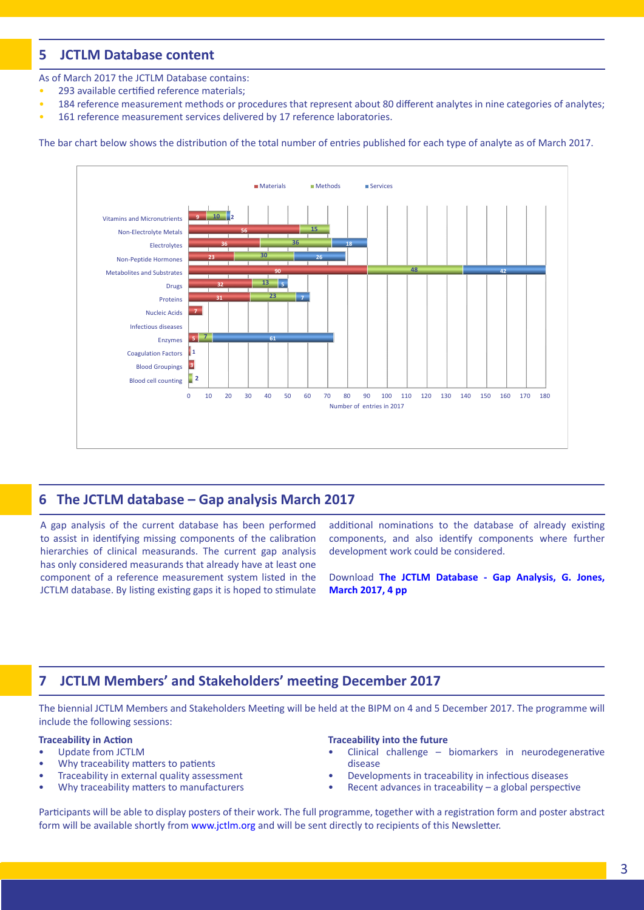## 5 JCTLM Database content

As of March 2017 the JCTLM Database contains:

- 293 available certified reference materials;
- 184 reference measurement methods or procedures that represent about 80 different analytes in nine categories of analytes;
- 161 reference measurement services delivered by 17 reference laboratories.

The bar chart below shows the distribution of the total number of entries published for each type of analyte as of March 2017.

| Analyte category | Materials | Methods | Services |
|---|---|---|---|
| Vitamins and Micronutrients | 9 | 10 | 2 |
| Non-Electrolyte Metals | 56 | 15 | |
| Electrolytes | 36 | 36 | 18 |
| Non-Peptide Hormones | 23 | 30 | 26 |
| Metabolites and Substrates | 90 | 48 | 42 |
| Drugs | 32 | 13 | 5 |
| Proteins | 31 | 23 | 7 |
| Nucleic Acids | 7 | | |
| Infectious diseases | | | |
| Enzymes | 5 | 7 | 61 |
| Coagulation Factors | 1 | | |
| Blood Groupings | 3 | | |
| Blood cell counting | | 2 | |

Number of entries in 2017

## 6 The JCTLM database – Gap analysis March 2017

A gap analysis of the current database has been performed to assist in identifying missing components of the calibration hierarchies of clinical measurands. The current gap analysis has only considered measurands that already have at least one component of a reference measurement system listed in the JCTLM database. By listing existing gaps it is hoped to stimulate additional nominations to the database of already existing components, and also identify components where further development work could be considered.

Download **The JCTLM Database - Gap Analysis, G. Jones, March 2017, 4 pp**

## 7 JCTLM Members' and Stakeholders' meeting December 2017

The biennial JCTLM Members and Stakeholders Meeting will be held at the BIPM on 4 and 5 December 2017. The programme will include the following sessions:

**Traceability in Action**

- Update from JCTLM
- Why traceability matters to patients
- Traceability in external quality assessment
- Why traceability matters to manufacturers

**Traceability into the future**

- Clinical challenge – biomarkers in neurodegenerative disease
- Developments in traceability in infectious diseases
- Recent advances in traceability – a global perspective

Participants will be able to display posters of their work. The full programme, together with a registration form and poster abstract form will be available shortly from www.jctlm.org and will be sent directly to recipients of this Newsletter.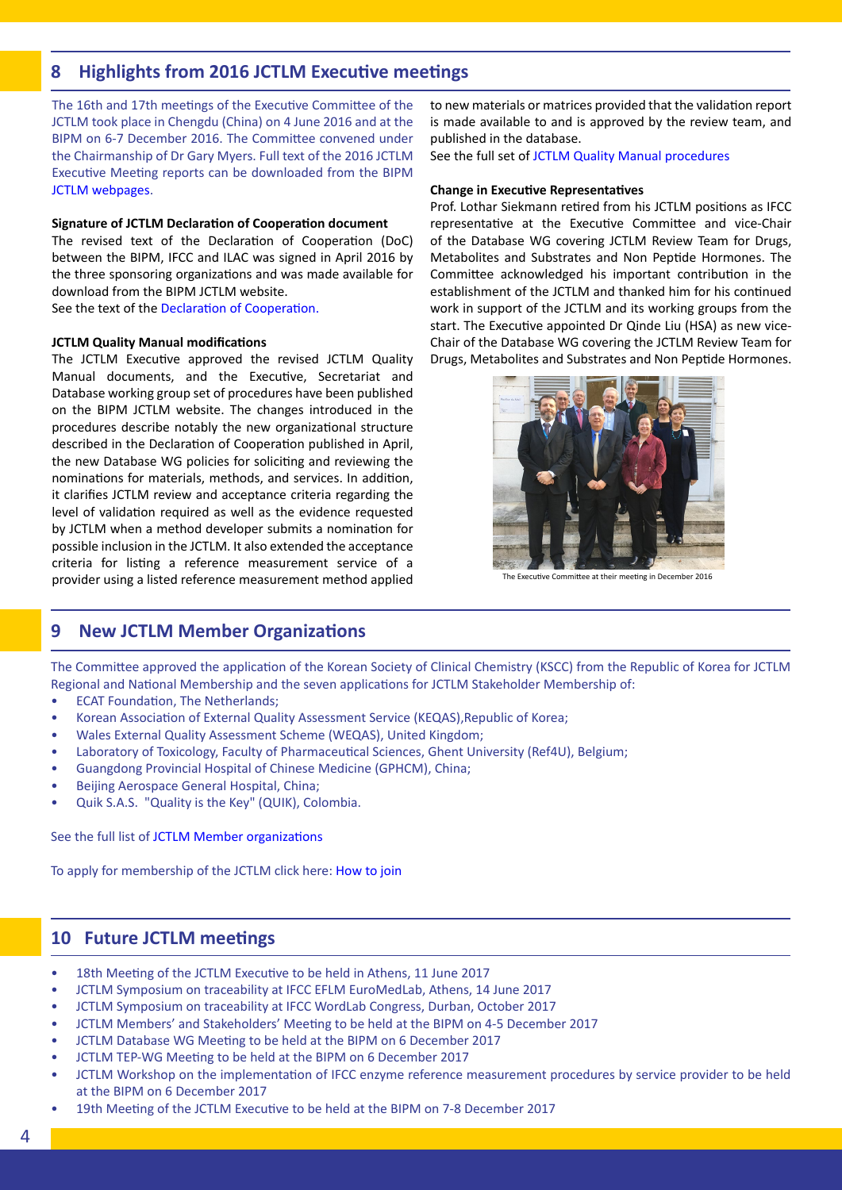## 8 Highlights from 2016 JCTLM Executive meetings

The 16th and 17th meetings of the Executive Committee of the JCTLM took place in Chengdu (China) on 4 June 2016 and at the BIPM on 6-7 December 2016. The Committee convened under the Chairmanship of Dr Gary Myers. Full text of the 2016 JCTLM Executive Meeting reports can be downloaded from the BIPM JCTLM webpages.

**Signature of JCTLM Declaration of Cooperation document**

The revised text of the Declaration of Cooperation (DoC) between the BIPM, IFCC and ILAC was signed in April 2016 by the three sponsoring organizations and was made available for download from the BIPM JCTLM website.

See the text of the Declaration of Cooperation.

**JCTLM Quality Manual modifications**

The JCTLM Executive approved the revised JCTLM Quality Manual documents, and the Executive, Secretariat and Database working group set of procedures have been published on the BIPM JCTLM website. The changes introduced in the procedures describe notably the new organizational structure described in the Declaration of Cooperation published in April, the new Database WG policies for soliciting and reviewing the nominations for materials, methods, and services. In addition, it clarifies JCTLM review and acceptance criteria regarding the level of validation required as well as the evidence requested by JCTLM when a method developer submits a nomination for possible inclusion in the JCTLM. It also extended the acceptance criteria for listing a reference measurement service of a provider using a listed reference measurement method applied to new materials or matrices provided that the validation report is made available to and is approved by the review team, and published in the database.

See the full set of JCTLM Quality Manual procedures

**Change in Executive Representatives**

Prof. Lothar Siekmann retired from his JCTLM positions as IFCC representative at the Executive Committee and vice-Chair of the Database WG covering JCTLM Review Team for Drugs, Metabolites and Substrates and Non Peptide Hormones. The Committee acknowledged his important contribution in the establishment of the JCTLM and thanked him for his continued work in support of the JCTLM and its working groups from the start. The Executive appointed Dr Qinde Liu (HSA) as new vice-Chair of the Database WG covering the JCTLM Review Team for Drugs, Metabolites and Substrates and Non Peptide Hormones.

The Executive Committee at their meeting in December 2016

## 9 New JCTLM Member Organizations

The Committee approved the application of the Korean Society of Clinical Chemistry (KSCC) from the Republic of Korea for JCTLM Regional and National Membership and the seven applications for JCTLM Stakeholder Membership of:

- ECAT Foundation, The Netherlands;
- Korean Association of External Quality Assessment Service (KEQAS),Republic of Korea;
- Wales External Quality Assessment Scheme (WEQAS), United Kingdom;
- Laboratory of Toxicology, Faculty of Pharmaceutical Sciences, Ghent University (Ref4U), Belgium;
- Guangdong Provincial Hospital of Chinese Medicine (GPHCM), China;
- Beijing Aerospace General Hospital, China;
- Quik S.A.S. "Quality is the Key" (QUIK), Colombia.

See the full list of JCTLM Member organizations

To apply for membership of the JCTLM click here: How to join

## 10 Future JCTLM meetings

- 18th Meeting of the JCTLM Executive to be held in Athens, 11 June 2017
- JCTLM Symposium on traceability at IFCC EFLM EuroMedLab, Athens, 14 June 2017
- JCTLM Symposium on traceability at IFCC WordLab Congress, Durban, October 2017
- JCTLM Members' and Stakeholders' Meeting to be held at the BIPM on 4-5 December 2017
- JCTLM Database WG Meeting to be held at the BIPM on 6 December 2017
- JCTLM TEP-WG Meeting to be held at the BIPM on 6 December 2017
- JCTLM Workshop on the implementation of IFCC enzyme reference measurement procedures by service provider to be held at the BIPM on 6 December 2017
- 19th Meeting of the JCTLM Executive to be held at the BIPM on 7-8 December 2017